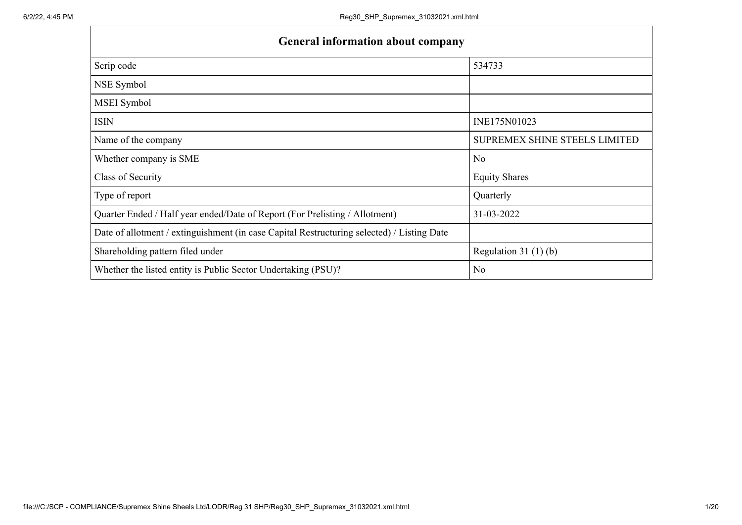| General information about company | |
|---|---|
| Scrip code | 534733 |
| NSE Symbol | |
| MSEI Symbol | |
| ISIN | INE175N01023 |
| Name of the company | SUPREMEX SHINE STEELS LIMITED |
| Whether company is SME | No |
| Class of Security | Equity Shares |
| Type of report | Quarterly |
| Quarter Ended / Half year ended/Date of Report (For Prelisting / Allotment) | 31-03-2022 |
| Date of allotment / extinguishment (in case Capital Restructuring selected) / Listing Date | |
| Shareholding pattern filed under | Regulation 31 (1) (b) |
| Whether the listed entity is Public Sector Undertaking (PSU)? | No |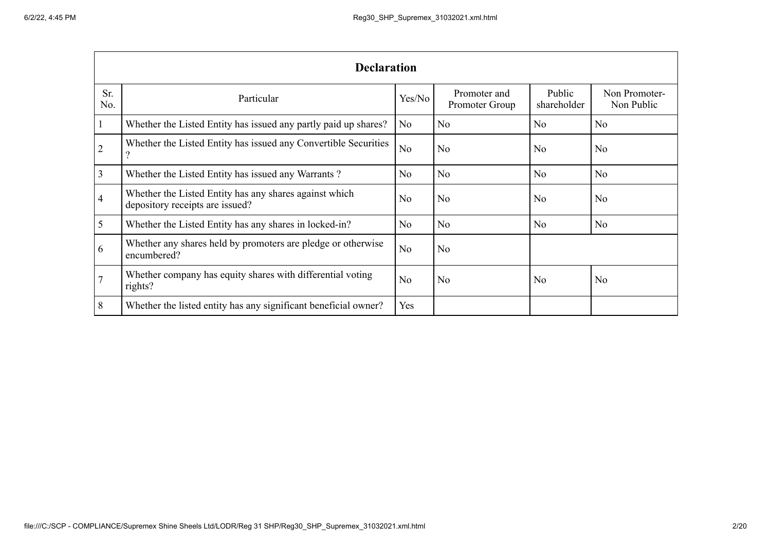| Declaration | | | | | |
|---|---|---|---|---|---|
| Sr. No. | Particular | Yes/No | Promoter and Promoter Group | Public shareholder | Non Promoter- Non Public |
| 1 | Whether the Listed Entity has issued any partly paid up shares? | No | No | No | No |
| 2 | Whether the Listed Entity has issued any Convertible Securities ? | No | No | No | No |
| 3 | Whether the Listed Entity has issued any Warrants ? | No | No | No | No |
| 4 | Whether the Listed Entity has any shares against which depository receipts are issued? | No | No | No | No |
| 5 | Whether the Listed Entity has any shares in locked-in? | No | No | No | No |
| 6 | Whether any shares held by promoters are pledge or otherwise encumbered? | No | No | | |
| 7 | Whether company has equity shares with differential voting rights? | No | No | No | No |
| 8 | Whether the listed entity has any significant beneficial owner? | Yes | | | |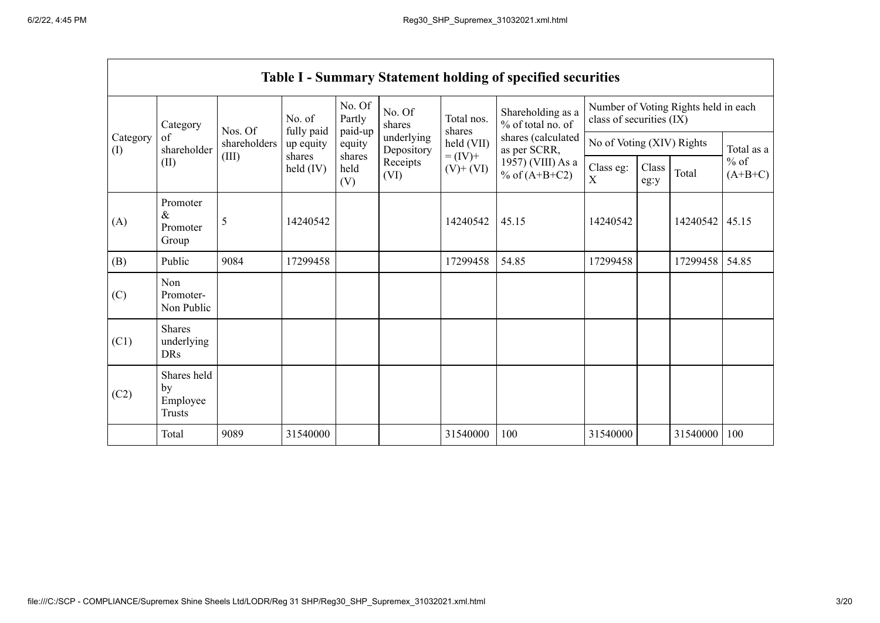| Table I - Summary Statement holding of specified securities | | | | | | | | | | | |
|---|---|---|---|---|---|---|---|---|---|---|---|
| Category (I) | Category of shareholder (II) | Nos. Of shareholders (III) | No. of fully paid up equity shares held (IV) | No. Of Partly paid-up equity shares held (V) | No. Of shares underlying Depository Receipts (VI) | Total nos. shares held (VII) = (IV)+ (V)+ (VI) | Shareholding as a % of total no. of shares (calculated as per SCRR, 1957) (VIII) As a % of (A+B+C2) | Number of Voting Rights held in each class of securities (IX) | | | |
| | | | | | | | | No of Voting (XIV) Rights | | | Total as a % of (A+B+C) |
| | | | | | | | | Class eg: X | Class eg:y | Total | |
| (A) | Promoter & Promoter Group | 5 | 14240542 | | | 14240542 | 45.15 | 14240542 | | 14240542 | 45.15 |
| (B) | Public | 9084 | 17299458 | | | 17299458 | 54.85 | 17299458 | | 17299458 | 54.85 |
| (C) | Non Promoter- Non Public | | | | | | | | | | |
| (C1) | Shares underlying DRs | | | | | | | | | | |
| (C2) | Shares held by Employee Trusts | | | | | | | | | | |
| | Total | 9089 | 31540000 | | | 31540000 | 100 | 31540000 | | 31540000 | 100 |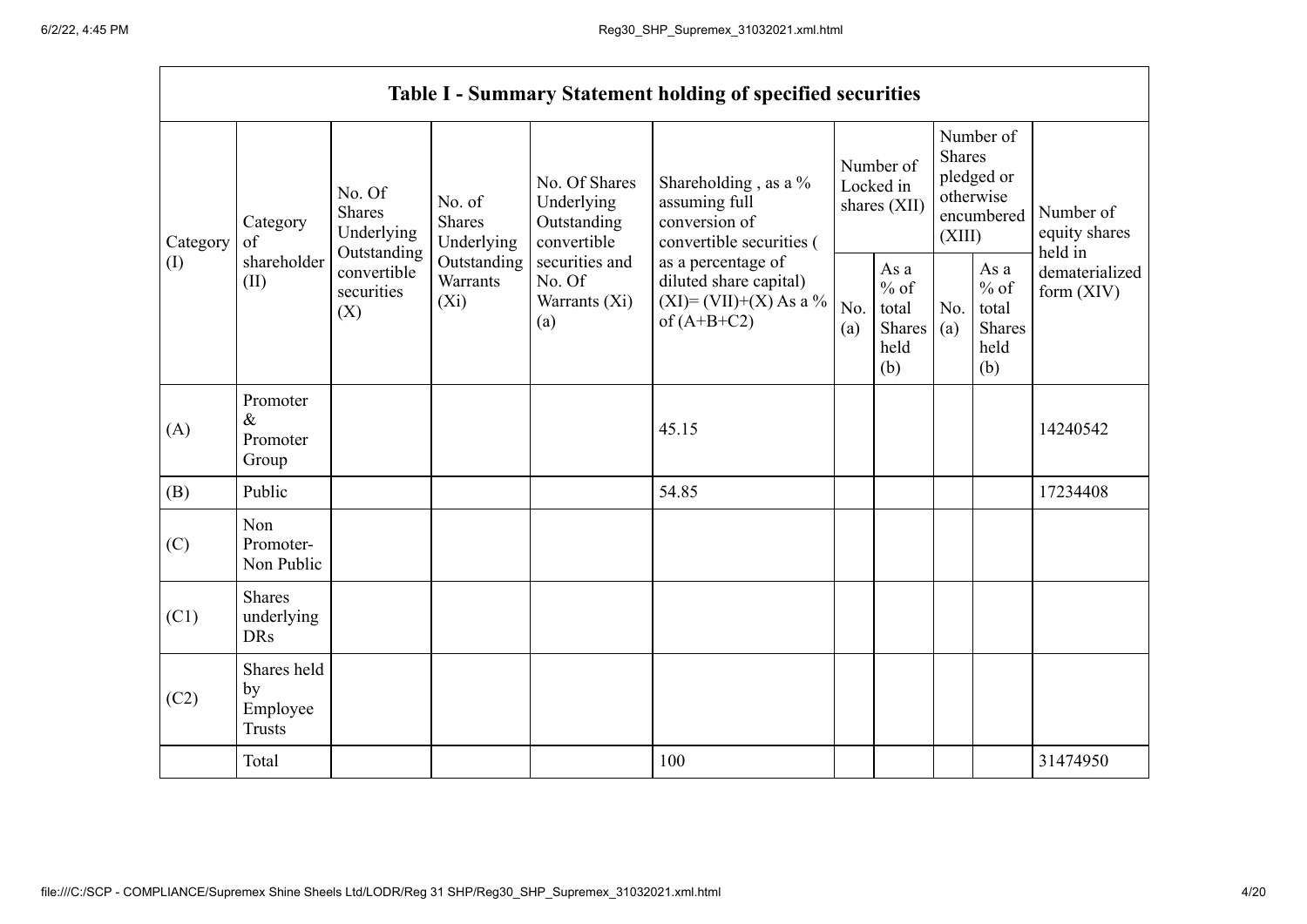| Table I - Summary Statement holding of specified securities | | | | | | | | | | | |
|---|---|---|---|---|---|---|---|---|---|---|---|
| Category (I) | Category of shareholder (II) | No. Of Shares Underlying Outstanding convertible securities (X) | No. of Shares Underlying Outstanding Warrants (Xi) | No. Of Shares Underlying Outstanding convertible securities and No. Of Warrants (Xi) (a) | Shareholding , as a % assuming full conversion of convertible securities ( as a percentage of diluted share capital) (XI)= (VII)+(X) As a % of (A+B+C2) | Number of Locked in shares (XII) | | Number of Shares pledged or otherwise encumbered (XIII) | | Number of equity shares held in dematerialized form (XIV) |
| | | | | | | No. (a) | As a % of total Shares held (b) | No. (a) | As a % of total Shares held (b) | |
| (A) | Promoter & Promoter Group | | | | 45.15 | | | | | 14240542 |
| (B) | Public | | | | 54.85 | | | | | 17234408 |
| (C) | Non Promoter- Non Public | | | | | | | | | |
| (C1) | Shares underlying DRs | | | | | | | | | |
| (C2) | Shares held by Employee Trusts | | | | | | | | | |
| | Total | | | | 100 | | | | | 31474950 |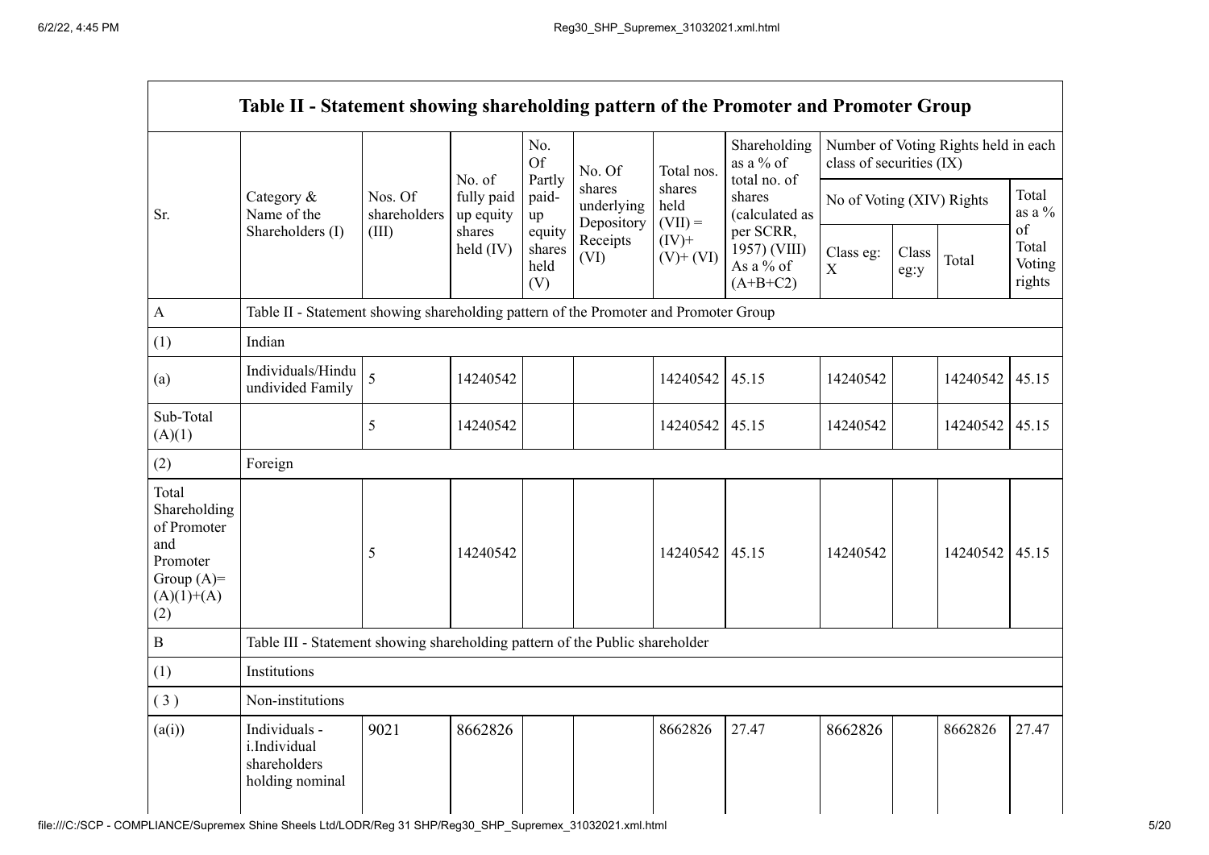| Table II - Statement showing shareholding pattern of the Promoter and Promoter Group | | | | | | | | | | | | |
|---|---|---|---|---|---|---|---|---|---|---|---|---|
| Sr. | Category & Name of the Shareholders (I) | Nos. Of shareholders (III) | No. of fully paid up equity shares held (IV) | No. Of Partly paid-up equity shares held (V) | No. Of shares underlying Depository Receipts (VI) | Total nos. shares held (VII) = (IV)+ (V)+ (VI) | Shareholding as a % of total no. of shares (calculated as per SCRR, 1957) (VIII) As a % of (A+B+C2) | Number of Voting Rights held in each class of securities (IX) | | | |
| | | | | | | | | No of Voting (XIV) Rights | | | Total as a % of Total Voting rights |
| | | | | | | | | Class eg: X | Class eg:y | Total | |
| A | Table II - Statement showing shareholding pattern of the Promoter and Promoter Group | | | | | | | | | | |
| (1) | Indian | | | | | | | | | | |
| (a) | Individuals/Hindu undivided Family | 5 | 14240542 | | | 14240542 | 45.15 | 14240542 | | 14240542 | 45.15 |
| Sub-Total (A)(1) | | 5 | 14240542 | | | 14240542 | 45.15 | 14240542 | | 14240542 | 45.15 |
| (2) | Foreign | | | | | | | | | | |
| Total Shareholding of Promoter and Promoter Group (A)= (A)(1)+(A)(2) | | 5 | 14240542 | | | 14240542 | 45.15 | 14240542 | | 14240542 | 45.15 |
| B | Table III - Statement showing shareholding pattern of the Public shareholder | | | | | | | | | | |
| (1) | Institutions | | | | | | | | | | |
| ( 3 ) | Non-institutions | | | | | | | | | | |
| (a(i)) | Individuals - i.Individual shareholders holding nominal | 9021 | 8662826 | | | 8662826 | 27.47 | 8662826 | | 8662826 | 27.47 |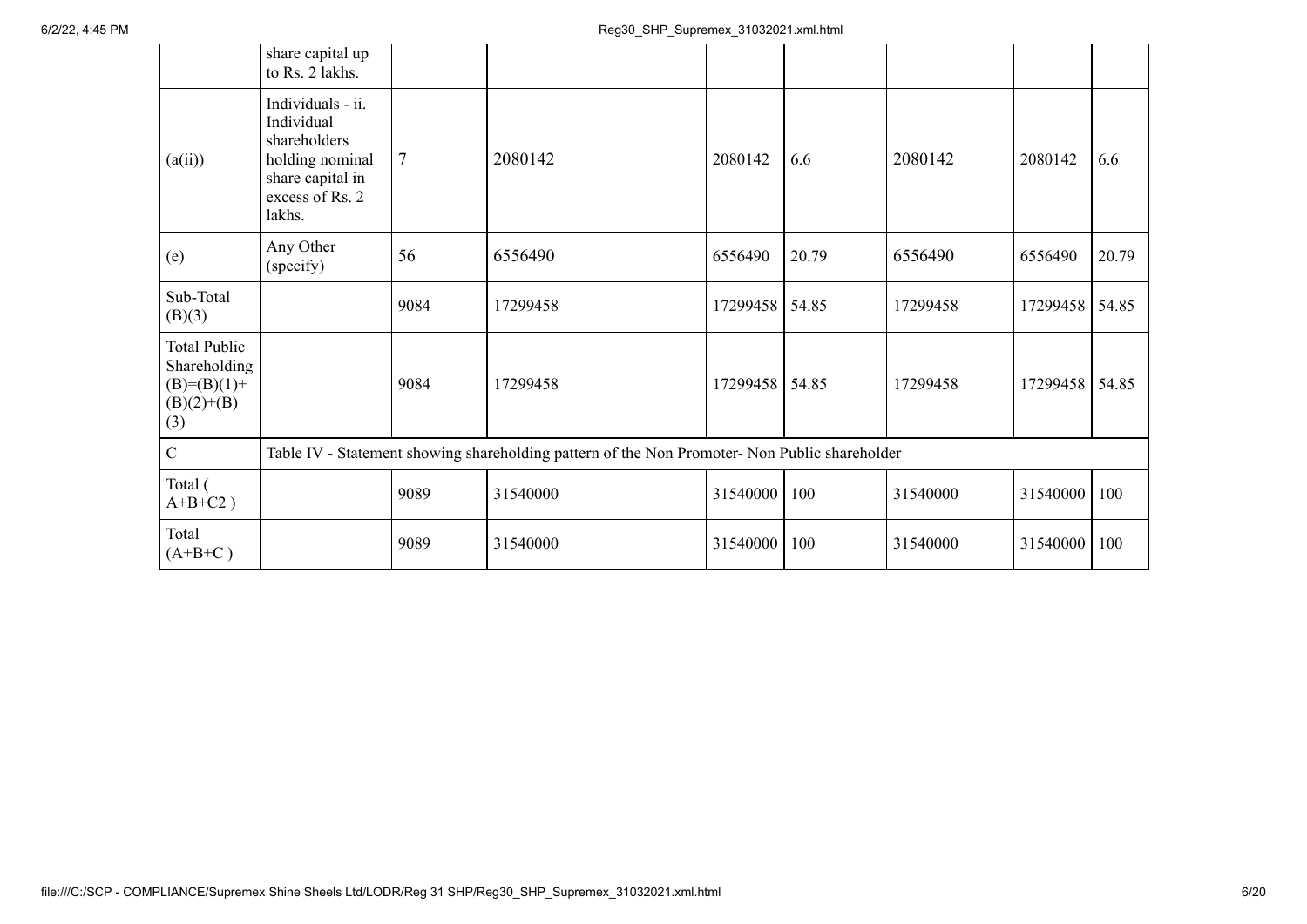|  | share capital up to Rs. 2 lakhs. |  |  |  |  |  |  |  |  |  |  |
|---|---|---|---|---|---|---|---|---|---|---|---|
| (a(ii)) | Individuals - ii. Individual shareholders holding nominal share capital in excess of Rs. 2 lakhs. | 7 | 2080142 |  |  | 2080142 | 6.6 | 2080142 |  | 2080142 | 6.6 |
| (e) | Any Other (specify) | 56 | 6556490 |  |  | 6556490 | 20.79 | 6556490 |  | 6556490 | 20.79 |
| Sub-Total (B)(3) |  | 9084 | 17299458 |  |  | 17299458 | 54.85 | 17299458 |  | 17299458 | 54.85 |
| Total Public Shareholding (B)=(B)(1)+(B)(2)+(B)(3) |  | 9084 | 17299458 |  |  | 17299458 | 54.85 | 17299458 |  | 17299458 | 54.85 |
| C | Table IV - Statement showing shareholding pattern of the Non Promoter- Non Public shareholder |  |  |  |  |  |  |  |  |  |  |
| Total ( A+B+C2 ) |  | 9089 | 31540000 |  |  | 31540000 | 100 | 31540000 |  | 31540000 | 100 |
| Total (A+B+C ) |  | 9089 | 31540000 |  |  | 31540000 | 100 | 31540000 |  | 31540000 | 100 |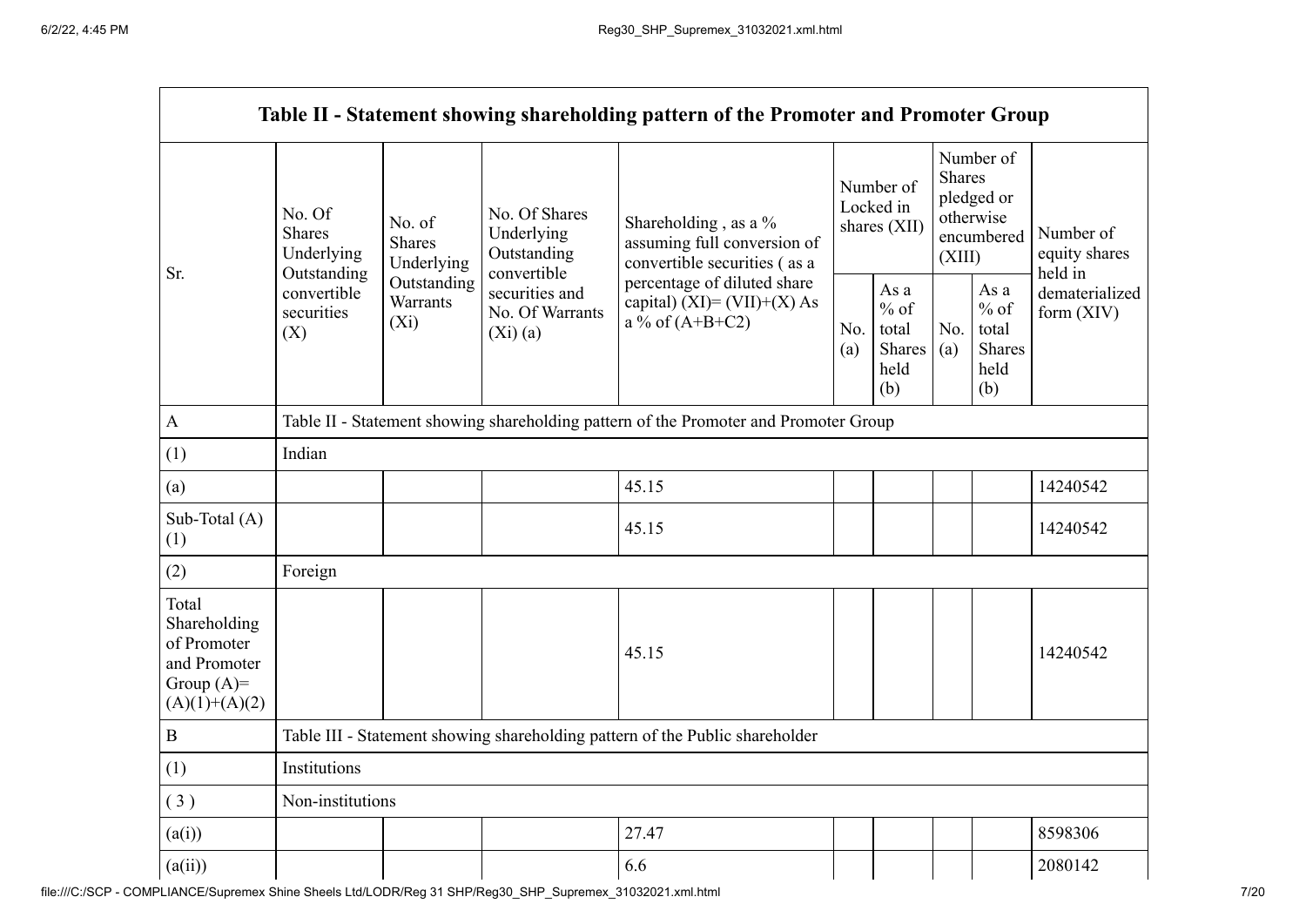| Table II - Statement showing shareholding pattern of the Promoter and Promoter Group | | | | | | | | | |
|---|---|---|---|---|---|---|---|---|---|
| Sr. | No. Of Shares Underlying Outstanding convertible securities (X) | No. of Shares Underlying Outstanding Warrants (Xi) | No. Of Shares Underlying Outstanding convertible securities and No. Of Warrants (Xi) (a) | Shareholding , as a % assuming full conversion of convertible securities ( as a percentage of diluted share capital) (XI)= (VII)+(X) As a % of (A+B+C2) | Number of Locked in shares (XII) | | Number of Shares pledged or otherwise encumbered (XIII) | | Number of equity shares held in dematerialized form (XIV) |
| | | | | | No. (a) | As a % of total Shares held (b) | No. (a) | As a % of total Shares held (b) | |
| A | Table II - Statement showing shareholding pattern of the Promoter and Promoter Group | | | | | | | | |
| (1) | Indian | | | | | | | | |
| (a) | | | | 45.15 | | | | | 14240542 |
| Sub-Total (A) (1) | | | | 45.15 | | | | | 14240542 |
| (2) | Foreign | | | | | | | | |
| Total Shareholding of Promoter and Promoter Group (A)= (A)(1)+(A)(2) | | | | 45.15 | | | | | 14240542 |
| B | Table III - Statement showing shareholding pattern of the Public shareholder | | | | | | | | |
| (1) | Institutions | | | | | | | | |
| ( 3 ) | Non-institutions | | | | | | | | |
| (a(i)) | | | | 27.47 | | | | | 8598306 |
| (a(ii)) | | | | 6.6 | | | | | 2080142 |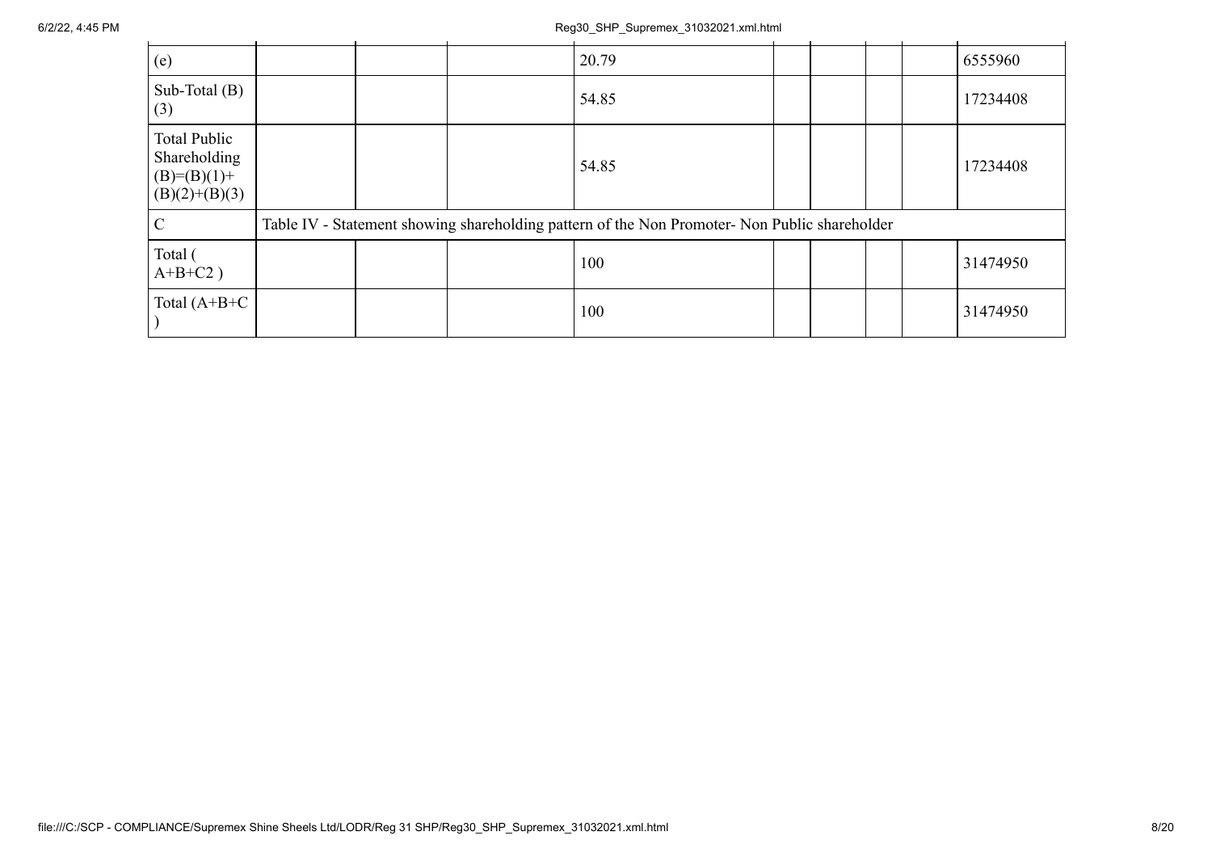| | | | | | | | | | |
|---|---|---|---|---|---|---|---|---|---|
| (e) | | | | 20.79 | | | | | 6555960 |
| Sub-Total (B)(3) | | | | 54.85 | | | | | 17234408 |
| Total Public Shareholding (B)=(B)(1)+(B)(2)+(B)(3) | | | | 54.85 | | | | | 17234408 |
| C | Table IV - Statement showing shareholding pattern of the Non Promoter- Non Public shareholder | | | | | | | | |
| Total ( A+B+C2 ) | | | | 100 | | | | | 31474950 |
| Total (A+B+C ) | | | | 100 | | | | | 31474950 |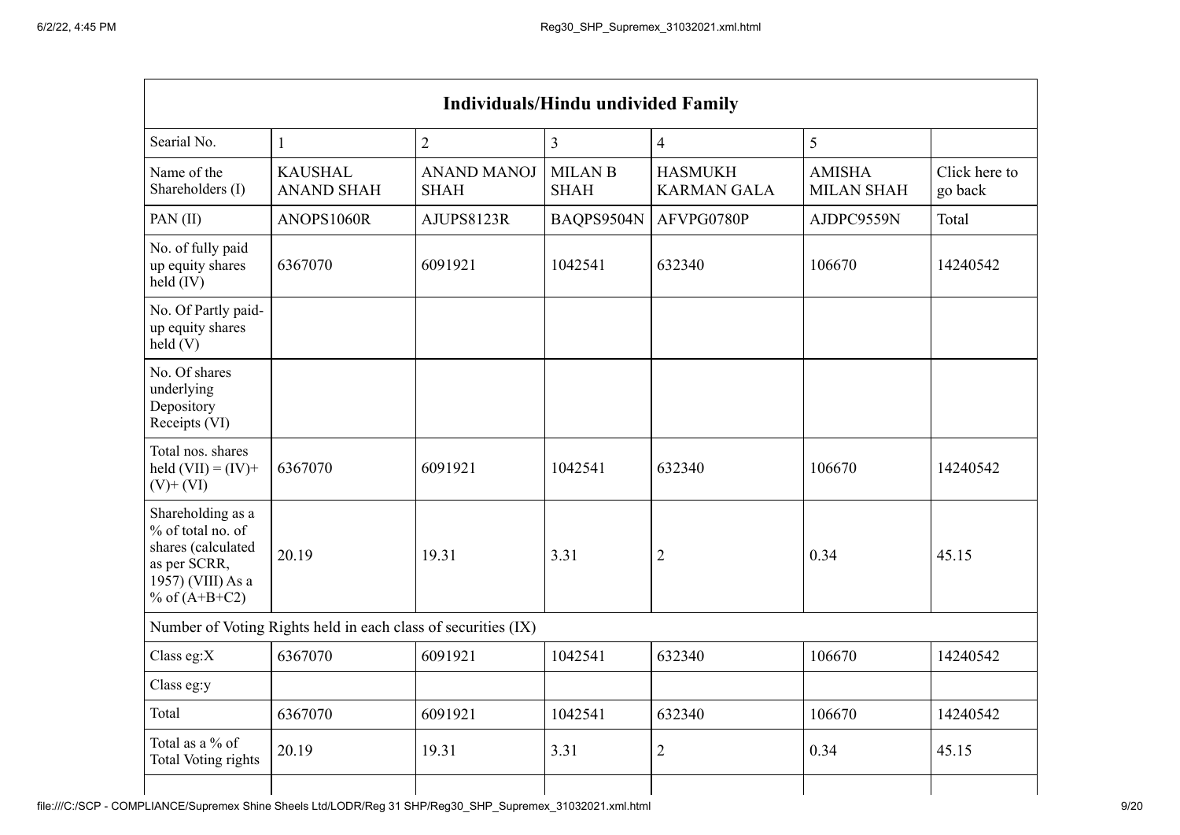| Individuals/Hindu undivided Family | | | | | | |
|---|---|---|---|---|---|---|
| Searial No. | 1 | 2 | 3 | 4 | 5 | |
| Name of the Shareholders (I) | KAUSHAL ANAND SHAH | ANAND MANOJ SHAH | MILAN B SHAH | HASMUKH KARMAN GALA | AMISHA MILAN SHAH | Click here to go back |
| PAN (II) | ANOPS1060R | AJUPS8123R | BAQPS9504N | AFVPG0780P | AJDPC9559N | Total |
| No. of fully paid up equity shares held (IV) | 6367070 | 6091921 | 1042541 | 632340 | 106670 | 14240542 |
| No. Of Partly paid-up equity shares held (V) | | | | | | |
| No. Of shares underlying Depository Receipts (VI) | | | | | | |
| Total nos. shares held (VII) = (IV)+ (V)+ (VI) | 6367070 | 6091921 | 1042541 | 632340 | 106670 | 14240542 |
| Shareholding as a % of total no. of shares (calculated as per SCRR, 1957) (VIII) As a % of (A+B+C2) | 20.19 | 19.31 | 3.31 | 2 | 0.34 | 45.15 |
| Number of Voting Rights held in each class of securities (IX) | | | | | | |
| Class eg:X | 6367070 | 6091921 | 1042541 | 632340 | 106670 | 14240542 |
| Class eg:y | | | | | | |
| Total | 6367070 | 6091921 | 1042541 | 632340 | 106670 | 14240542 |
| Total as a % of Total Voting rights | 20.19 | 19.31 | 3.31 | 2 | 0.34 | 45.15 |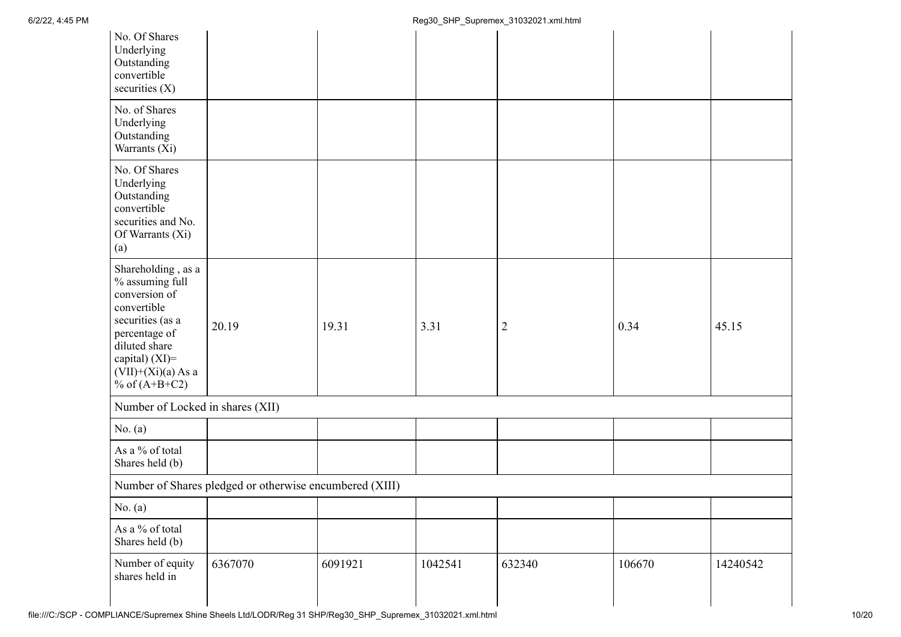| | | | | | | |
|---|---|---|---|---|---|---|
| No. Of Shares Underlying Outstanding convertible securities (X) | | | | | | |
| No. of Shares Underlying Outstanding Warrants (Xi) | | | | | | |
| No. Of Shares Underlying Outstanding convertible securities and No. Of Warrants (Xi) (a) | | | | | | |
| Shareholding , as a % assuming full conversion of convertible securities (as a percentage of diluted share capital) (XI)= (VII)+(Xi)(a) As a % of (A+B+C2) | 20.19 | 19.31 | 3.31 | 2 | 0.34 | 45.15 |
| Number of Locked in shares (XII) | | | | | | |
| No. (a) | | | | | | |
| As a % of total Shares held (b) | | | | | | |
| Number of Shares pledged or otherwise encumbered (XIII) | | | | | | |
| No. (a) | | | | | | |
| As a % of total Shares held (b) | | | | | | |
| Number of equity shares held in | 6367070 | 6091921 | 1042541 | 632340 | 106670 | 14240542 |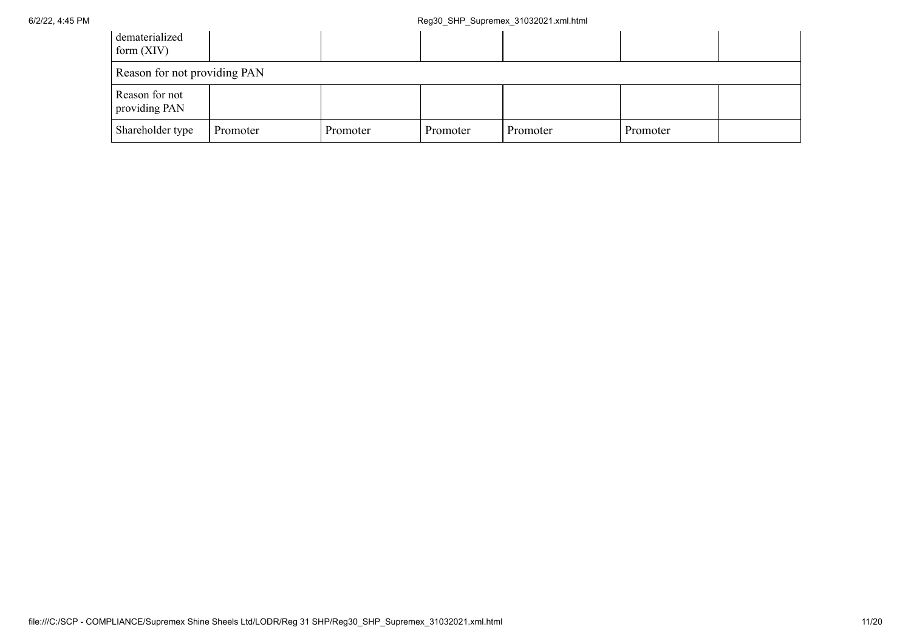| | | | | | | |
|---|---|---|---|---|---|---|
| dematerialized form (XIV) | | | | | | |
| Reason for not providing PAN | | | | | | |
| Reason for not providing PAN | | | | | | |
| Shareholder type | Promoter | Promoter | Promoter | Promoter | Promoter | |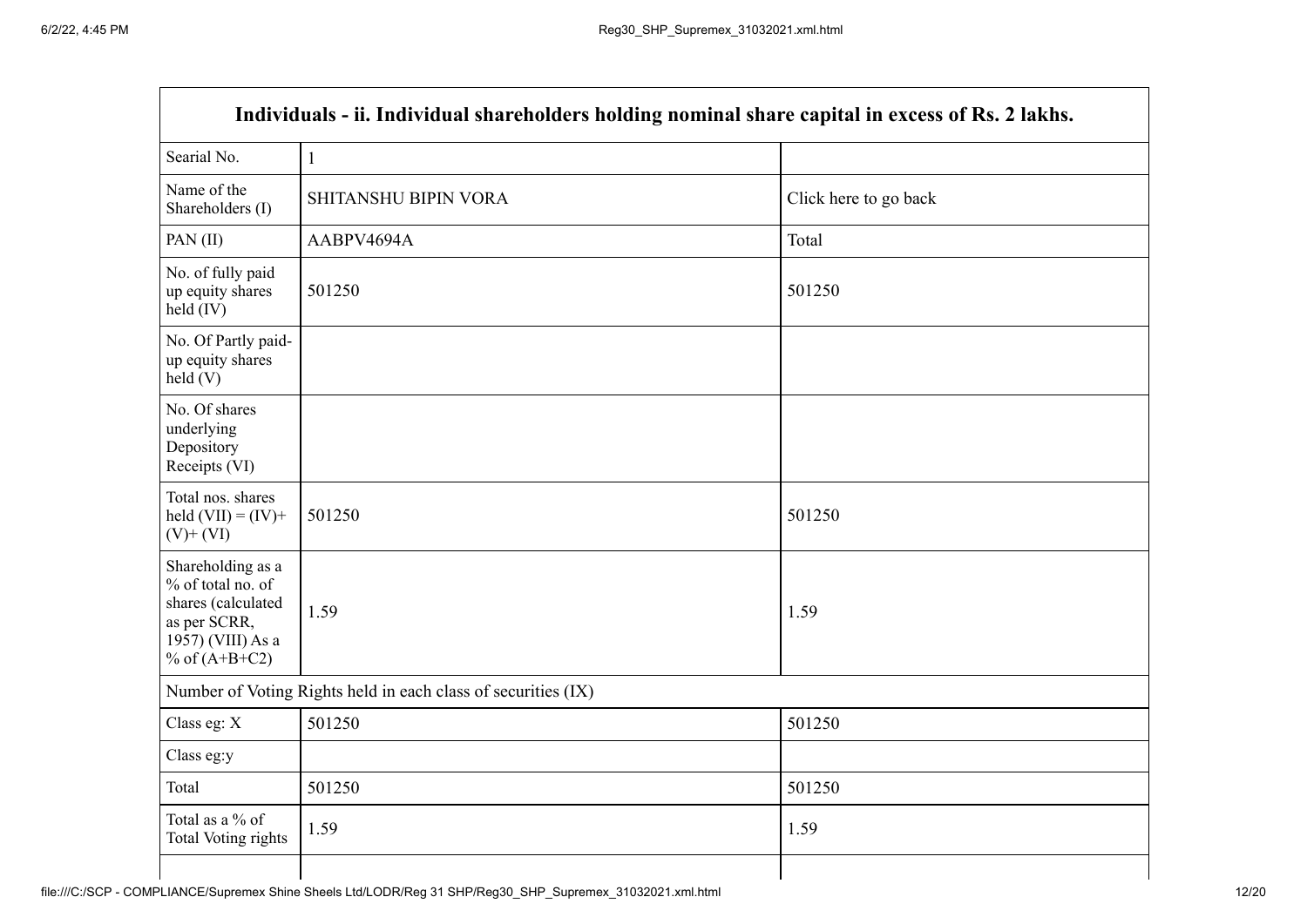| Individuals - ii. Individual shareholders holding nominal share capital in excess of Rs. 2 lakhs. | | |
|---|---|---|
| Searial No. | 1 | |
| Name of the Shareholders (I) | SHITANSHU BIPIN VORA | Click here to go back |
| PAN (II) | AABPV4694A | Total |
| No. of fully paid up equity shares held (IV) | 501250 | 501250 |
| No. Of Partly paid-up equity shares held (V) | | |
| No. Of shares underlying Depository Receipts (VI) | | |
| Total nos. shares held (VII) = (IV)+ (V)+ (VI) | 501250 | 501250 |
| Shareholding as a % of total no. of shares (calculated as per SCRR, 1957) (VIII) As a % of (A+B+C2) | 1.59 | 1.59 |
| Number of Voting Rights held in each class of securities (IX) | | |
| Class eg: X | 501250 | 501250 |
| Class eg:y | | |
| Total | 501250 | 501250 |
| Total as a % of Total Voting rights | 1.59 | 1.59 |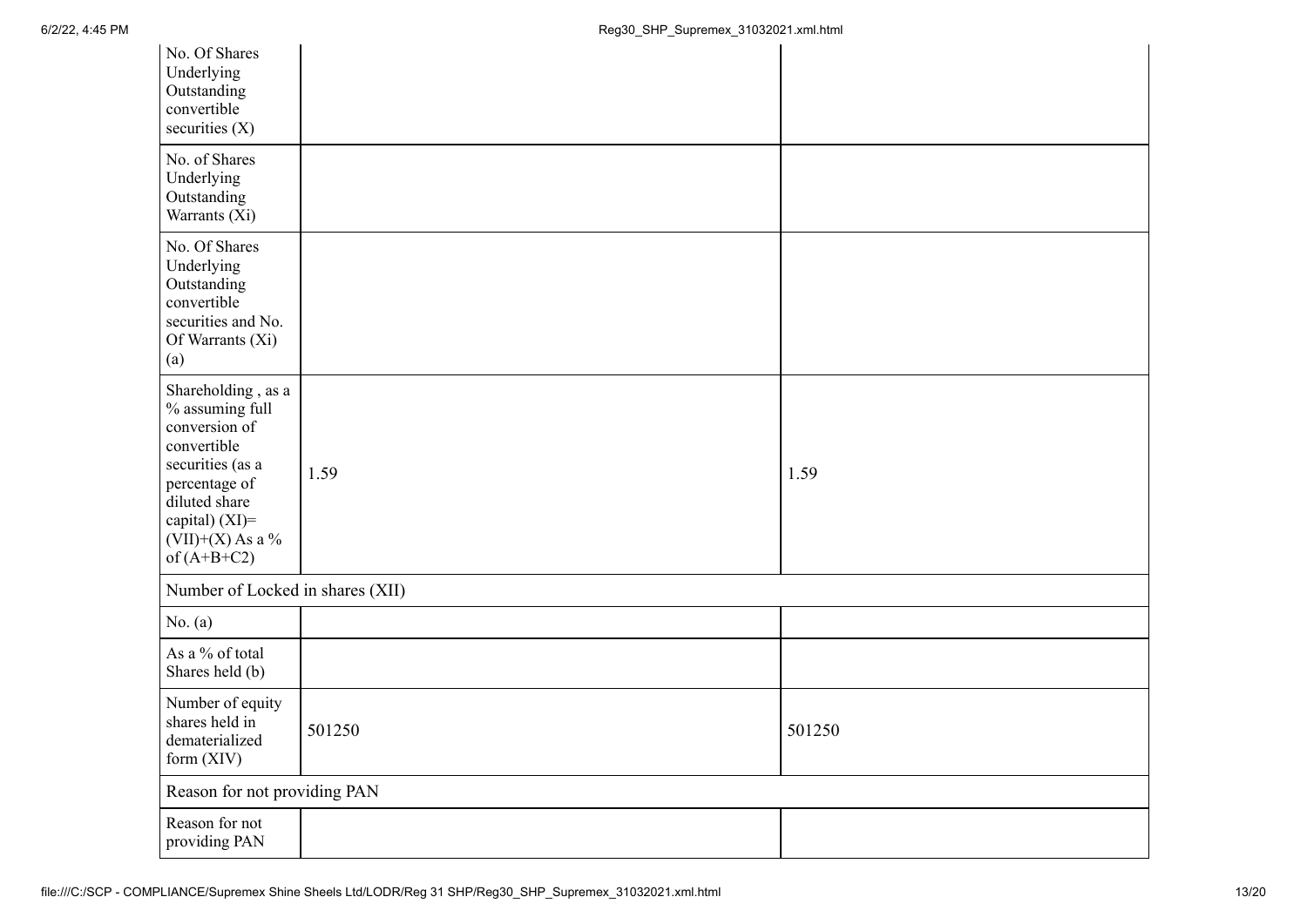| | | |
|---|---|---|
| No. Of Shares Underlying Outstanding convertible securities (X) | | |
| No. of Shares Underlying Outstanding Warrants (Xi) | | |
| No. Of Shares Underlying Outstanding convertible securities and No. Of Warrants (Xi) (a) | | |
| Shareholding , as a % assuming full conversion of convertible securities (as a percentage of diluted share capital) (XI)= (VII)+(X) As a % of (A+B+C2) | 1.59 | 1.59 |
| Number of Locked in shares (XII) | | |
| No. (a) | | |
| As a % of total Shares held (b) | | |
| Number of equity shares held in dematerialized form (XIV) | 501250 | 501250 |
| Reason for not providing PAN | | |
| Reason for not providing PAN | | |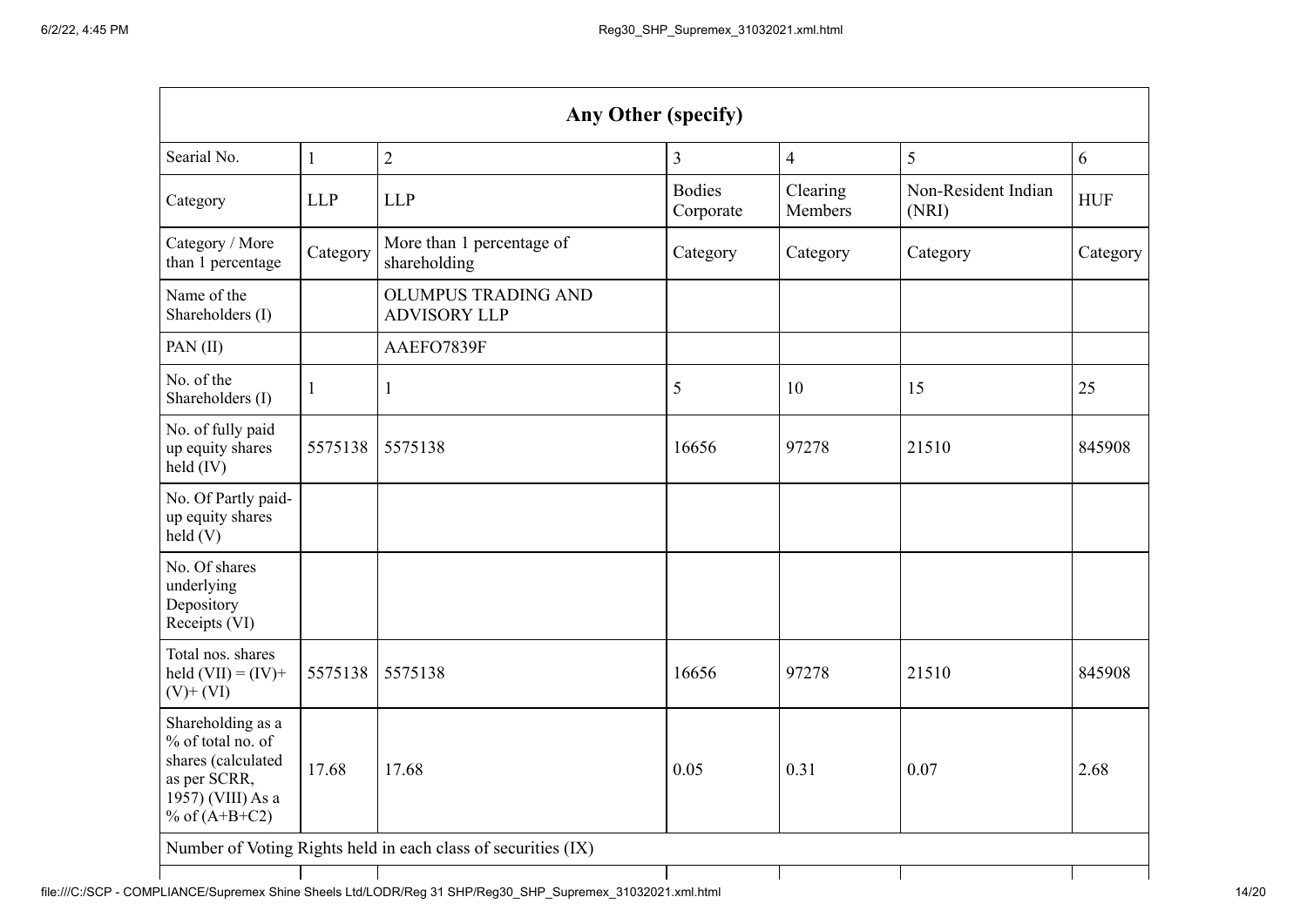| Any Other (specify) | | | | | | |
|---|---|---|---|---|---|---|
| Searial No. | 1 | 2 | 3 | 4 | 5 | 6 |
| Category | LLP | LLP | Bodies Corporate | Clearing Members | Non-Resident Indian (NRI) | HUF |
| Category / More than 1 percentage | Category | More than 1 percentage of shareholding | Category | Category | Category | Category |
| Name of the Shareholders (I) | | OLUMPUS TRADING AND ADVISORY LLP | | | | |
| PAN (II) | | AAEFO7839F | | | | |
| No. of the Shareholders (I) | 1 | 1 | 5 | 10 | 15 | 25 |
| No. of fully paid up equity shares held (IV) | 5575138 | 5575138 | 16656 | 97278 | 21510 | 845908 |
| No. Of Partly paid-up equity shares held (V) | | | | | | |
| No. Of shares underlying Depository Receipts (VI) | | | | | | |
| Total nos. shares held (VII) = (IV)+ (V)+ (VI) | 5575138 | 5575138 | 16656 | 97278 | 21510 | 845908 |
| Shareholding as a % of total no. of shares (calculated as per SCRR, 1957) (VIII) As a % of (A+B+C2) | 17.68 | 17.68 | 0.05 | 0.31 | 0.07 | 2.68 |
| Number of Voting Rights held in each class of securities (IX) | | | | | | |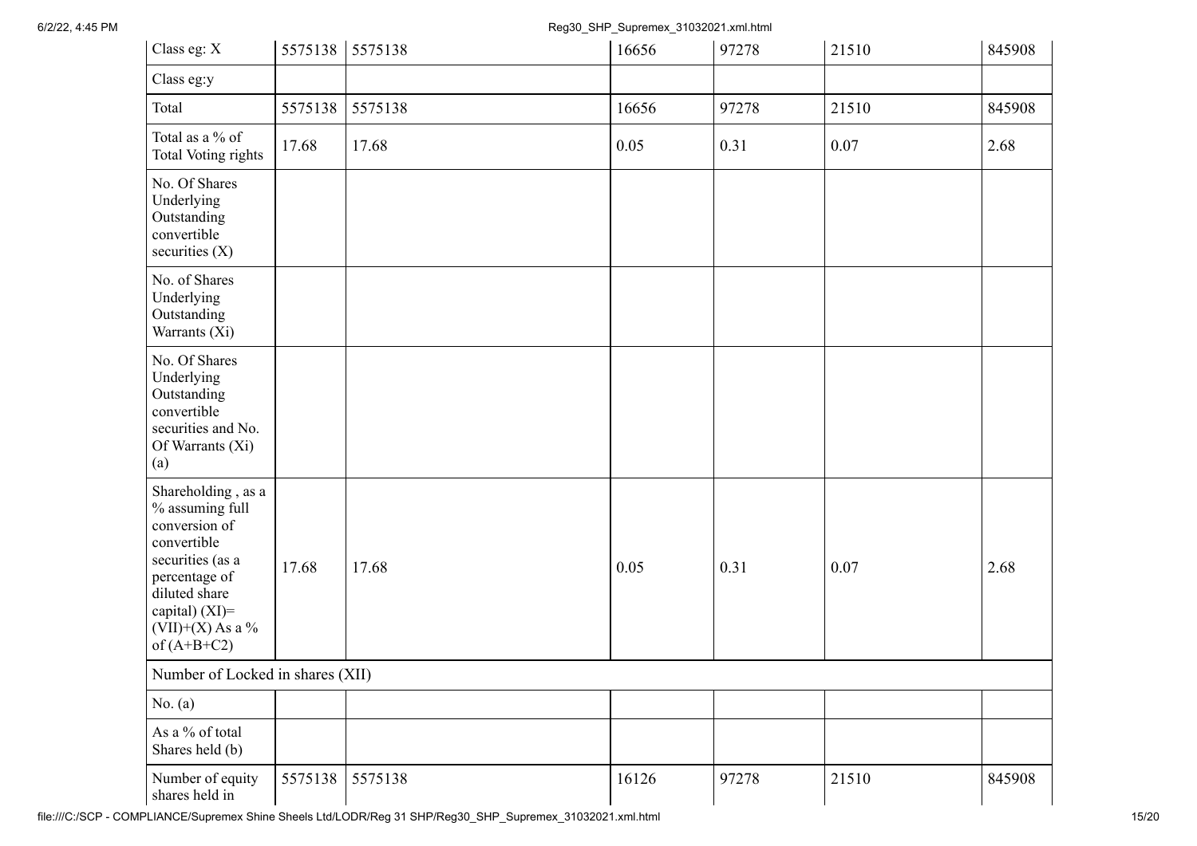| | | | | | | |
|---|---|---|---|---|---|---|
| Class eg: X | 5575138 | 5575138 | 16656 | 97278 | 21510 | 845908 |
| Class eg:y | | | | | | |
| Total | 5575138 | 5575138 | 16656 | 97278 | 21510 | 845908 |
| Total as a % of Total Voting rights | 17.68 | 17.68 | 0.05 | 0.31 | 0.07 | 2.68 |
| No. Of Shares Underlying Outstanding convertible securities (X) | | | | | | |
| No. of Shares Underlying Outstanding Warrants (Xi) | | | | | | |
| No. Of Shares Underlying Outstanding convertible securities and No. Of Warrants (Xi) (a) | | | | | | |
| Shareholding , as a % assuming full conversion of convertible securities (as a percentage of diluted share capital) (XI)= (VII)+(X) As a % of (A+B+C2) | 17.68 | 17.68 | 0.05 | 0.31 | 0.07 | 2.68 |
| Number of Locked in shares (XII) | | | | | | |
| No. (a) | | | | | | |
| As a % of total Shares held (b) | | | | | | |
| Number of equity shares held in | 5575138 | 5575138 | 16126 | 97278 | 21510 | 845908 |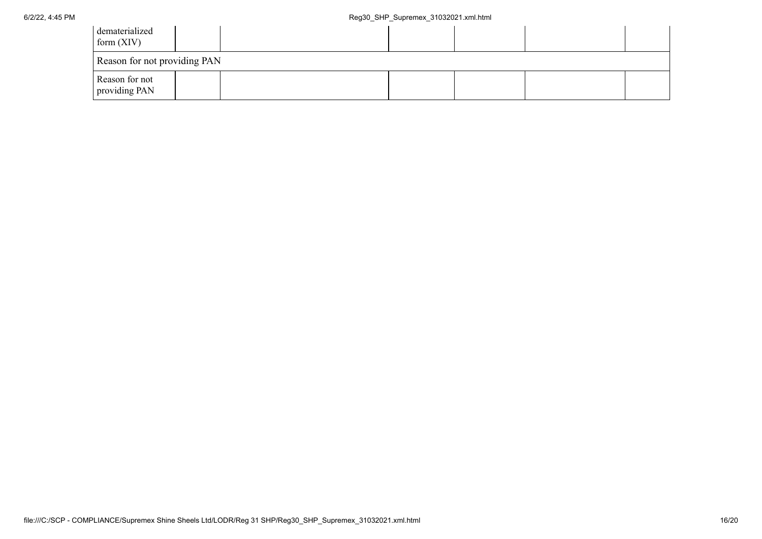| dematerialized form (XIV) | | | | | | |
| --- | --- | --- | --- | --- | --- | --- |
| Reason for not providing PAN | | | | | | |
| Reason for not providing PAN | | | | | | |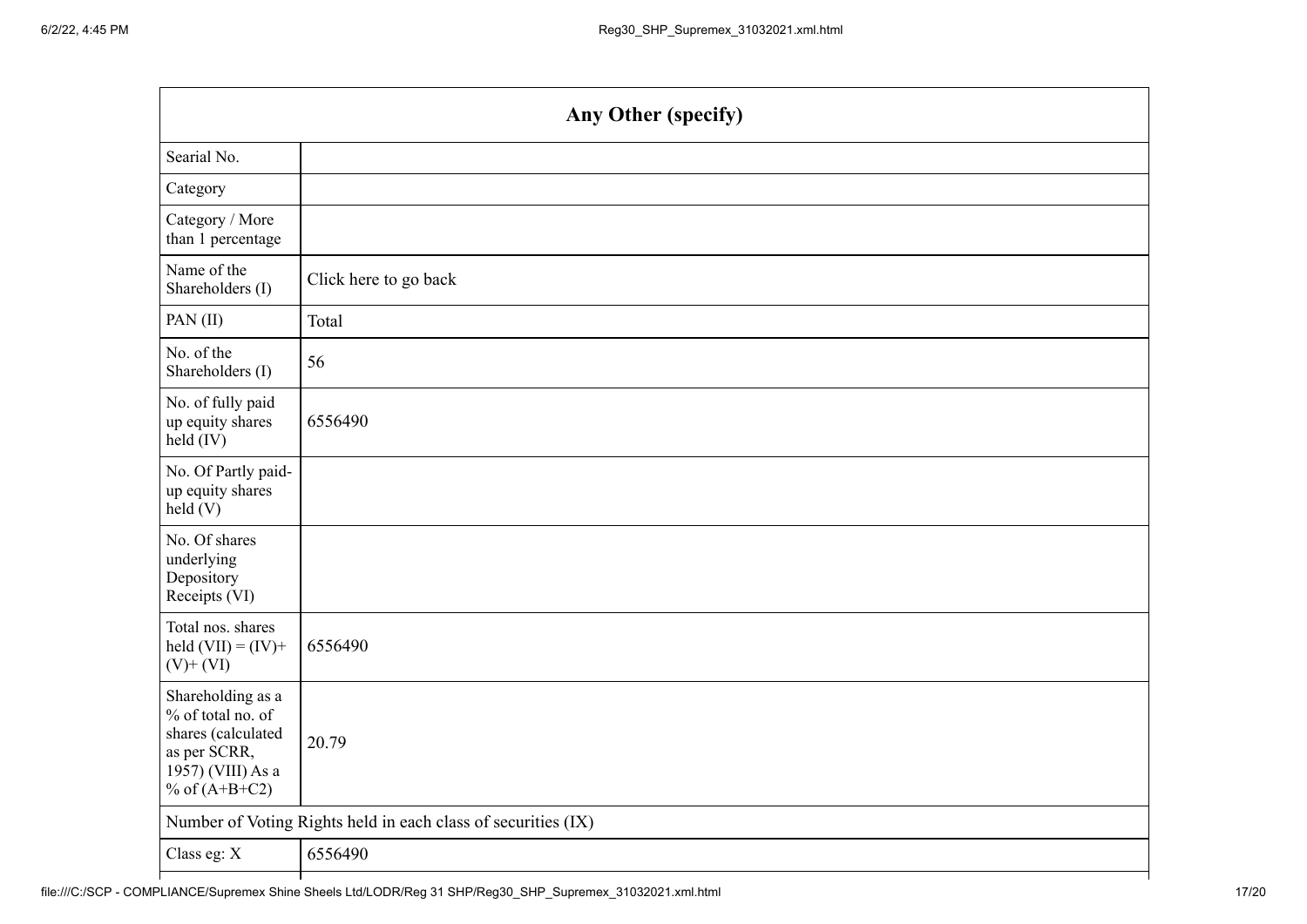| Any Other (specify) | |
|---|---|
| Searial No. | |
| Category | |
| Category / More than 1 percentage | |
| Name of the Shareholders (I) | Click here to go back |
| PAN (II) | Total |
| No. of the Shareholders (I) | 56 |
| No. of fully paid up equity shares held (IV) | 6556490 |
| No. Of Partly paid-up equity shares held (V) | |
| No. Of shares underlying Depository Receipts (VI) | |
| Total nos. shares held (VII) = (IV)+ (V)+ (VI) | 6556490 |
| Shareholding as a % of total no. of shares (calculated as per SCRR, 1957) (VIII) As a % of (A+B+C2) | 20.79 |
| Number of Voting Rights held in each class of securities (IX) | |
| Class eg: X | 6556490 |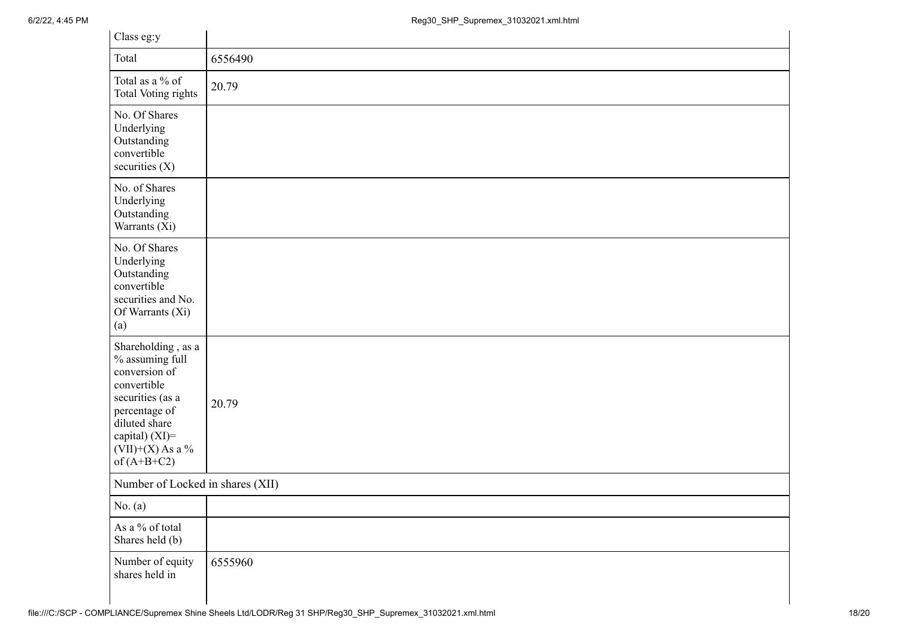| Class eg:y | |
|---|---|
| Total | 6556490 |
| Total as a % of Total Voting rights | 20.79 |
| No. Of Shares Underlying Outstanding convertible securities (X) | |
| No. of Shares Underlying Outstanding Warrants (Xi) | |
| No. Of Shares Underlying Outstanding convertible securities and No. Of Warrants (Xi) (a) | |
| Shareholding , as a % assuming full conversion of convertible securities (as a percentage of diluted share capital) (XI)= (VII)+(X) As a % of (A+B+C2) | 20.79 |
| Number of Locked in shares (XII) | |
| No. (a) | |
| As a % of total Shares held (b) | |
| Number of equity shares held in | 6555960 |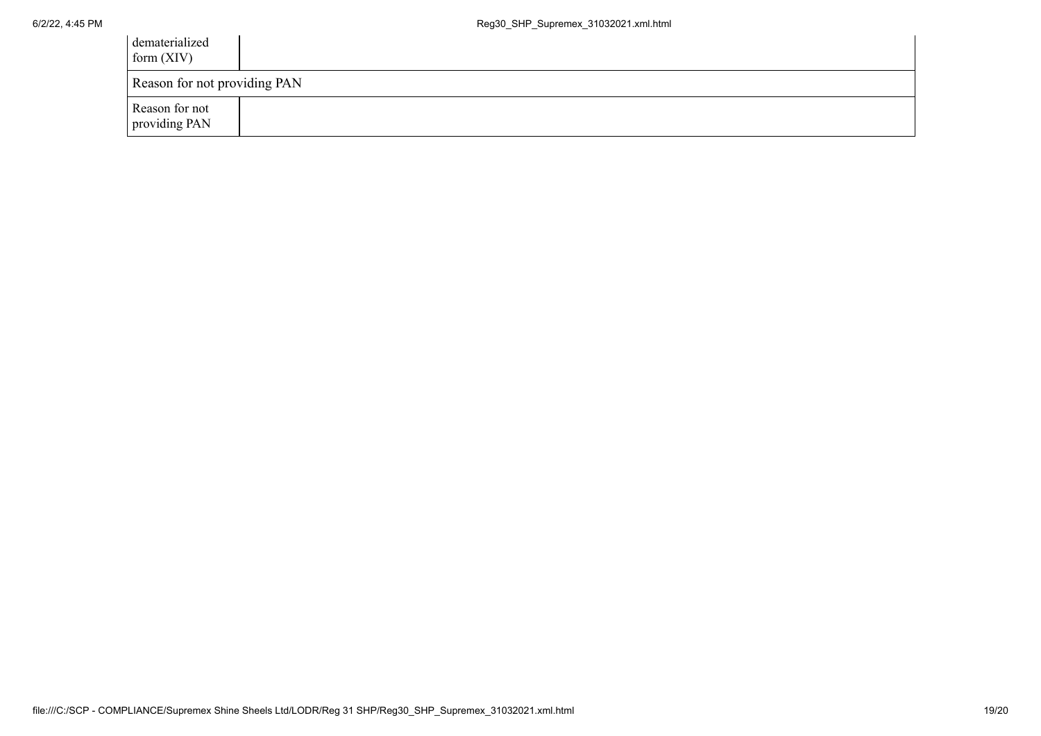| dematerialized form (XIV) | |
| --- | --- |
| Reason for not providing PAN | |
| Reason for not providing PAN | |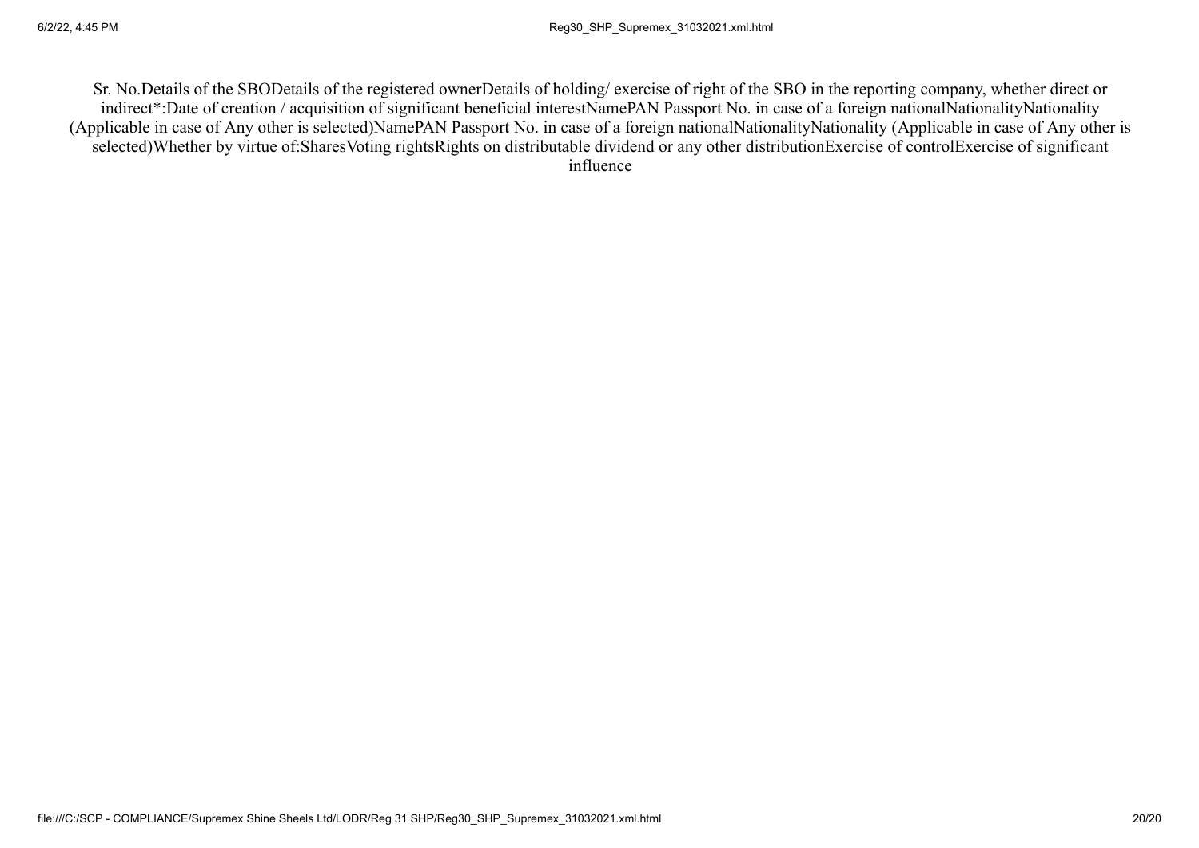Sr. No.Details of the SBODetails of the registered ownerDetails of holding/ exercise of right of the SBO in the reporting company, whether direct or indirect*:Date of creation / acquisition of significant beneficial interestNamePAN Passport No. in case of a foreign nationalNationalityNationality (Applicable in case of Any other is selected)NamePAN Passport No. in case of a foreign nationalNationalityNationality (Applicable in case of Any other is selected)Whether by virtue of:SharesVoting rightsRights on distributable dividend or any other distributionExercise of controlExercise of significant influence